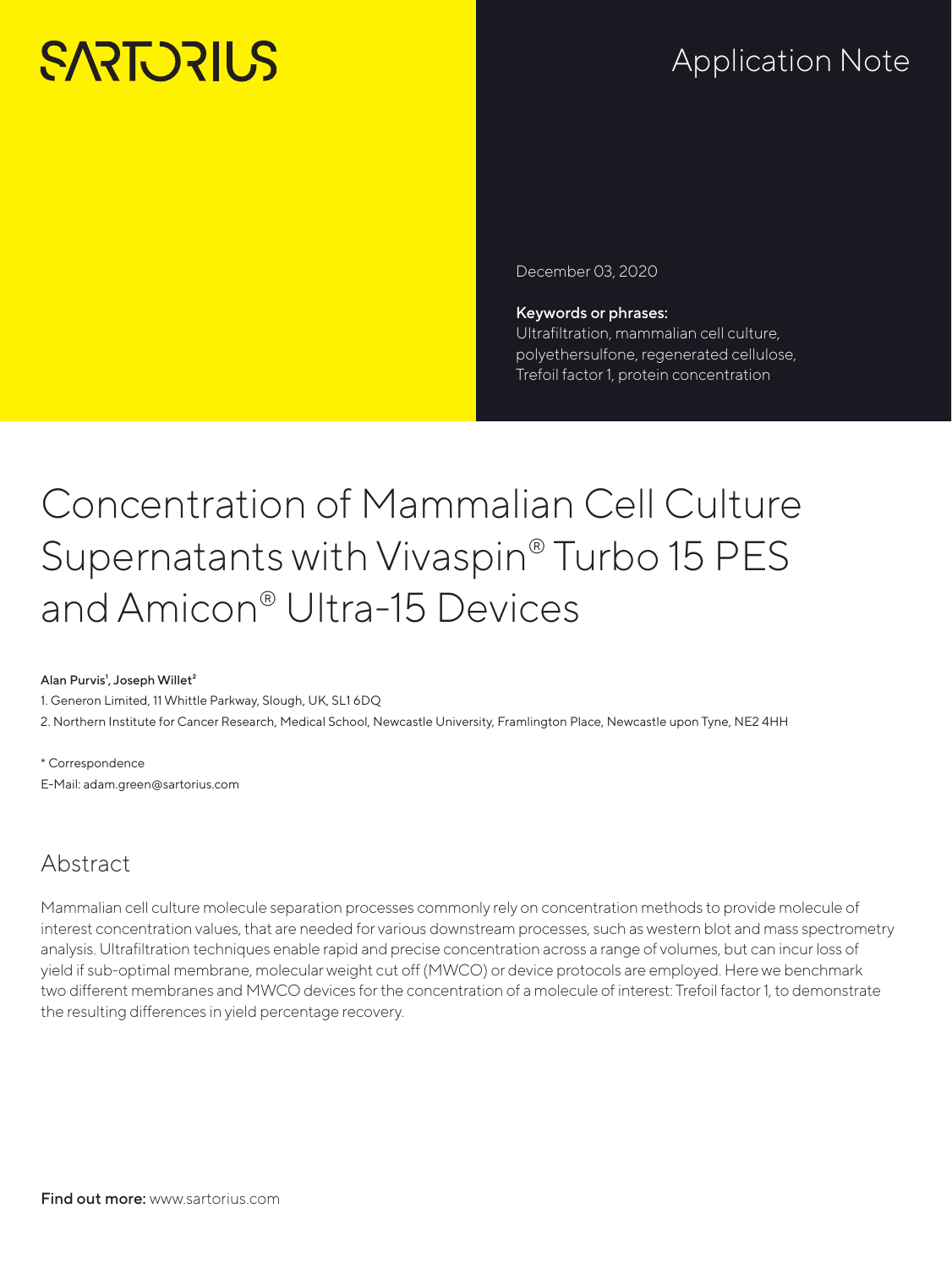SARTORIUS

Application Note

December 03, 2020

**Keywords or phrases:**
Ultrafiltration, mammalian cell culture, polyethersulfone, regenerated cellulose, Trefoil factor 1, protein concentration

# Concentration of Mammalian Cell Culture Supernatants with Vivaspin® Turbo 15 PES and Amicon® Ultra-15 Devices

**Alan Purvis[1], Joseph Willet[2]**

1. Generon Limited, 11 Whittle Parkway, Slough, UK, SL1 6DQ
2. Northern Institute for Cancer Research, Medical School, Newcastle University, Framlington Place, Newcastle upon Tyne, NE2 4HH

\* Correspondence
E-Mail: adam.green@sartorius.com

## Abstract

Mammalian cell culture molecule separation processes commonly rely on concentration methods to provide molecule of interest concentration values, that are needed for various downstream processes, such as western blot and mass spectrometry analysis. Ultrafiltration techniques enable rapid and precise concentration across a range of volumes, but can incur loss of yield if sub-optimal membrane, molecular weight cut off (MWCO) or device protocols are employed. Here we benchmark two different membranes and MWCO devices for the concentration of a molecule of interest: Trefoil factor 1, to demonstrate the resulting differences in yield percentage recovery.

**Find out more:** www.sartorius.com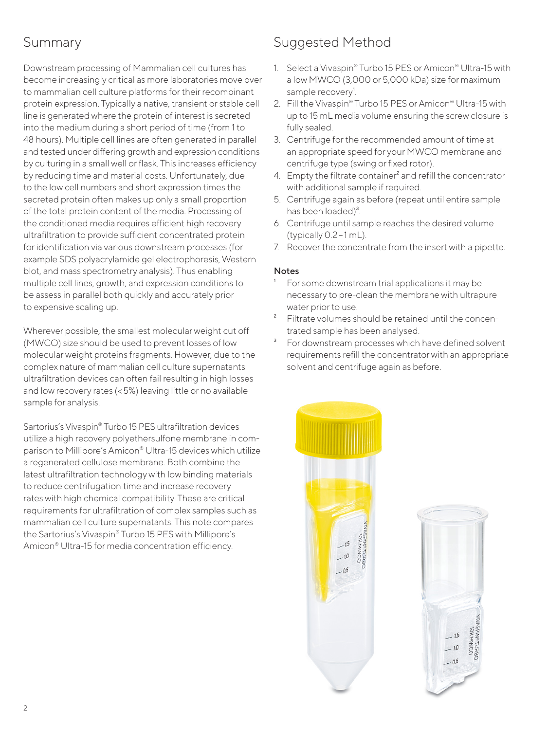## Summary

Downstream processing of Mammalian cell cultures has become increasingly critical as more laboratories move over to mammalian cell culture platforms for their recombinant protein expression. Typically a native, transient or stable cell line is generated where the protein of interest is secreted into the medium during a short period of time (from 1 to 48 hours). Multiple cell lines are often generated in parallel and tested under differing growth and expression conditions by culturing in a small well or flask. This increases efficiency by reducing time and material costs. Unfortunately, due to the low cell numbers and short expression times the secreted protein often makes up only a small proportion of the total protein content of the media. Processing of the conditioned media requires efficient high recovery ultrafiltration to provide sufficient concentrated protein for identification via various downstream processes (for example SDS polyacrylamide gel electrophoresis, Western blot, and mass spectrometry analysis). Thus enabling multiple cell lines, growth, and expression conditions to be assess in parallel both quickly and accurately prior to expensive scaling up.

Wherever possible, the smallest molecular weight cut off (MWCO) size should be used to prevent losses of low molecular weight proteins fragments. However, due to the complex nature of mammalian cell culture supernatants ultrafiltration devices can often fail resulting in high losses and low recovery rates (< 5%) leaving little or no available sample for analysis.

Sartorius's Vivaspin® Turbo 15 PES ultrafiltration devices utilize a high recovery polyethersulfone membrane in comparison to Millipore's Amicon® Ultra-15 devices which utilize a regenerated cellulose membrane. Both combine the latest ultrafiltration technology with low binding materials to reduce centrifugation time and increase recovery rates with high chemical compatibility. These are critical requirements for ultrafiltration of complex samples such as mammalian cell culture supernatants. This note compares the Sartorius's Vivaspin® Turbo 15 PES with Millipore's Amicon® Ultra-15 for media concentration efficiency.

## Suggested Method

1. Select a Vivaspin® Turbo 15 PES or Amicon® Ultra-15 with a low MWCO (3,000 or 5,000 kDa) size for maximum sample recovery[1].
2. Fill the Vivaspin® Turbo 15 PES or Amicon® Ultra-15 with up to 15 mL media volume ensuring the screw closure is fully sealed.
3. Centrifuge for the recommended amount of time at an appropriate speed for your MWCO membrane and centrifuge type (swing or fixed rotor).
4. Empty the filtrate container[2] and refill the concentrator with additional sample if required.
5. Centrifuge again as before (repeat until entire sample has been loaded)[3].
6. Centrifuge until sample reaches the desired volume (typically 0.2 – 1 mL).
7. Recover the concentrate from the insert with a pipette.

**Notes**

[1] For some downstream trial applications it may be necessary to pre-clean the membrane with ultrapure water prior to use.

[2] Filtrate volumes should be retained until the concentrated sample has been analysed.

[3] For downstream processes which have defined solvent requirements refill the concentrator with an appropriate solvent and centrifuge again as before.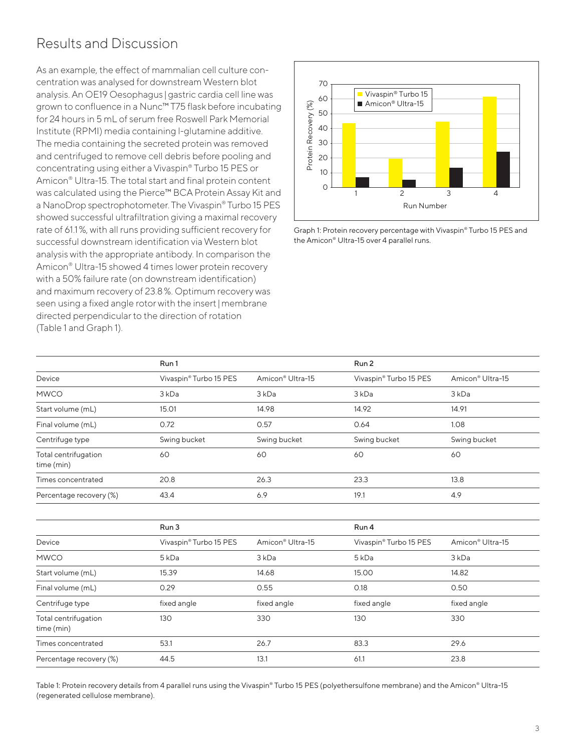## Results and Discussion

As an example, the effect of mammalian cell culture concentration was analysed for downstream Western blot analysis. An OE19 Oesophagus | gastric cardia cell line was grown to confluence in a Nunc™ T75 flask before incubating for 24 hours in 5 mL of serum free Roswell Park Memorial Institute (RPMI) media containing l-glutamine additive. The media containing the secreted protein was removed and centrifuged to remove cell debris before pooling and concentrating using either a Vivaspin® Turbo 15 PES or Amicon® Ultra-15. The total start and final protein content was calculated using the Pierce™ BCA Protein Assay Kit and a NanoDrop spectrophotometer. The Vivaspin® Turbo 15 PES showed successful ultrafiltration giving a maximal recovery rate of 61.1%, with all runs providing sufficient recovery for successful downstream identification via Western blot analysis with the appropriate antibody. In comparison the Amicon® Ultra-15 showed 4 times lower protein recovery with a 50% failure rate (on downstream identification) and maximum recovery of 23.8%. Optimum recovery was seen using a fixed angle rotor with the insert | membrane directed perpendicular to the direction of rotation (Table 1 and Graph 1).

Graph 1: Protein recovery percentage with Vivaspin® Turbo 15 PES and the Amicon® Ultra-15 over 4 parallel runs.

| | Run 1 | | Run 2 | |
|---|---|---|---|---|
| Device | Vivaspin® Turbo 15 PES | Amicon® Ultra-15 | Vivaspin® Turbo 15 PES | Amicon® Ultra-15 |
| MWCO | 3 kDa | 3 kDa | 3 kDa | 3 kDa |
| Start volume (mL) | 15.01 | 14.98 | 14.92 | 14.91 |
| Final volume (mL) | 0.72 | 0.57 | 0.64 | 1.08 |
| Centrifuge type | Swing bucket | Swing bucket | Swing bucket | Swing bucket |
| Total centrifugation time (min) | 60 | 60 | 60 | 60 |
| Times concentrated | 20.8 | 26.3 | 23.3 | 13.8 |
| Percentage recovery (%) | 43.4 | 6.9 | 19.1 | 4.9 |

| | Run 3 | | Run 4 | |
|---|---|---|---|---|
| Device | Vivaspin® Turbo 15 PES | Amicon® Ultra-15 | Vivaspin® Turbo 15 PES | Amicon® Ultra-15 |
| MWCO | 5 kDa | 3 kDa | 5 kDa | 3 kDa |
| Start volume (mL) | 15.39 | 14.68 | 15.00 | 14.82 |
| Final volume (mL) | 0.29 | 0.55 | 0.18 | 0.50 |
| Centrifuge type | fixed angle | fixed angle | fixed angle | fixed angle |
| Total centrifugation time (min) | 130 | 330 | 130 | 330 |
| Times concentrated | 53.1 | 26.7 | 83.3 | 29.6 |
| Percentage recovery (%) | 44.5 | 13.1 | 61.1 | 23.8 |

Table 1: Protein recovery details from 4 parallel runs using the Vivaspin® Turbo 15 PES (polyethersulfone membrane) and the Amicon® Ultra-15 (regenerated cellulose membrane).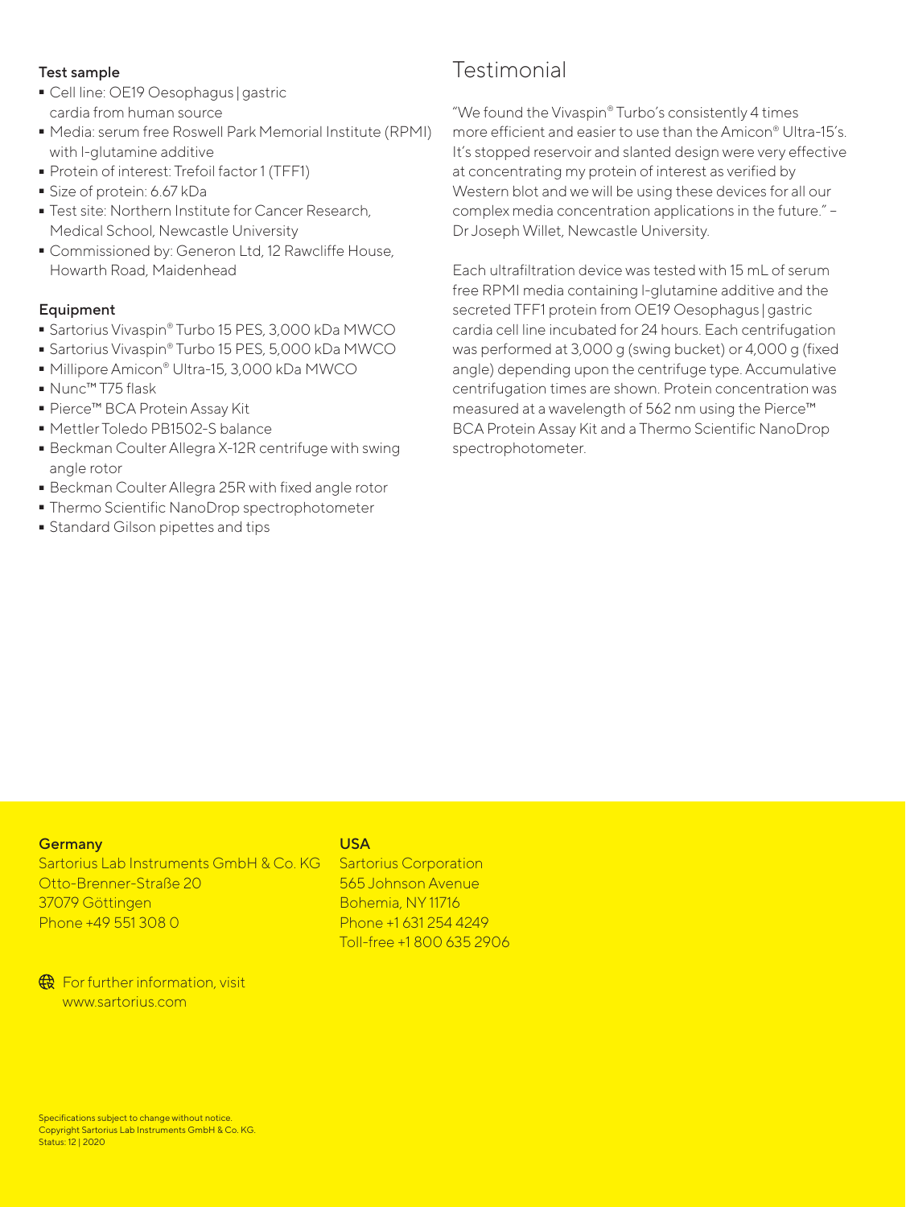### Test sample

- Cell line: OE19 Oesophagus | gastric cardia from human source
- Media: serum free Roswell Park Memorial Institute (RPMI) with l-glutamine additive
- Protein of interest: Trefoil factor 1 (TFF1)
- Size of protein: 6.67 kDa
- Test site: Northern Institute for Cancer Research, Medical School, Newcastle University
- Commissioned by: Generon Ltd, 12 Rawcliffe House, Howarth Road, Maidenhead

### Equipment

- Sartorius Vivaspin® Turbo 15 PES, 3,000 kDa MWCO
- Sartorius Vivaspin® Turbo 15 PES, 5,000 kDa MWCO
- Millipore Amicon® Ultra-15, 3,000 kDa MWCO
- Nunc™ T75 flask
- Pierce™ BCA Protein Assay Kit
- Mettler Toledo PB1502-S balance
- Beckman Coulter Allegra X-12R centrifuge with swing angle rotor
- Beckman Coulter Allegra 25R with fixed angle rotor
- Thermo Scientific NanoDrop spectrophotometer
- Standard Gilson pipettes and tips

## Testimonial

"We found the Vivaspin® Turbo's consistently 4 times more efficient and easier to use than the Amicon® Ultra-15's. It's stopped reservoir and slanted design were very effective at concentrating my protein of interest as verified by Western blot and we will be using these devices for all our complex media concentration applications in the future." – Dr Joseph Willet, Newcastle University.

Each ultrafiltration device was tested with 15 mL of serum free RPMI media containing l-glutamine additive and the secreted TFF1 protein from OE19 Oesophagus | gastric cardia cell line incubated for 24 hours. Each centrifugation was performed at 3,000 g (swing bucket) or 4,000 g (fixed angle) depending upon the centrifuge type. Accumulative centrifugation times are shown. Protein concentration was measured at a wavelength of 562 nm using the Pierce™ BCA Protein Assay Kit and a Thermo Scientific NanoDrop spectrophotometer.

**Germany**
Sartorius Lab Instruments GmbH & Co. KG
Otto-Brenner-Straße 20
37079 Göttingen
Phone +49 551 308 0

**USA**
Sartorius Corporation
565 Johnson Avenue
Bohemia, NY 11716
Phone +1 631 254 4249
Toll-free +1 800 635 2906

For further information, visit
www.sartorius.com

Specifications subject to change without notice.
Copyright Sartorius Lab Instruments GmbH & Co. KG.
Status: 12 | 2020